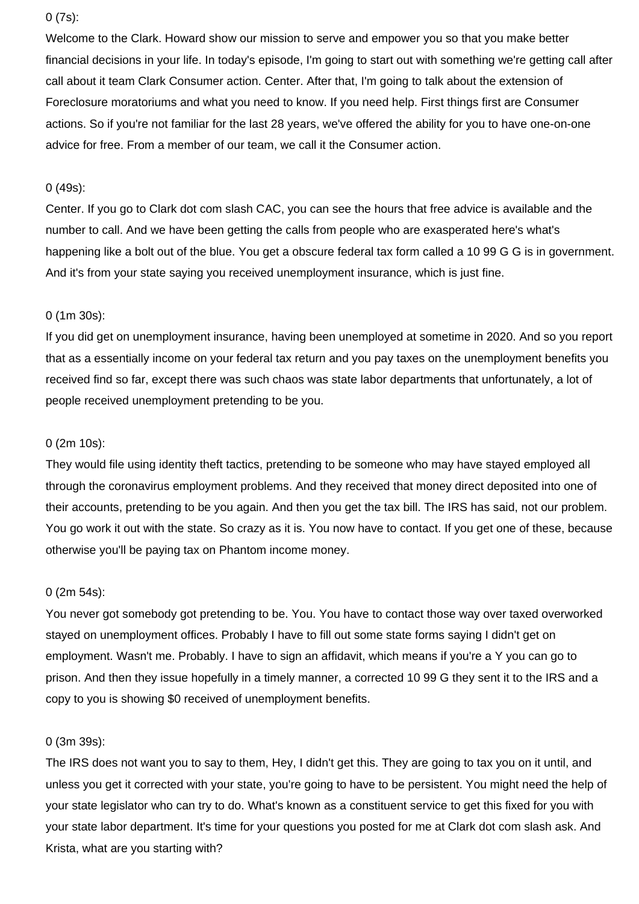0 (7s):

Welcome to the Clark. Howard show our mission to serve and empower you so that you make better financial decisions in your life. In today's episode, I'm going to start out with something we're getting call after call about it team Clark Consumer action. Center. After that, I'm going to talk about the extension of Foreclosure moratoriums and what you need to know. If you need help. First things first are Consumer actions. So if you're not familiar for the last 28 years, we've offered the ability for you to have one-on-one advice for free. From a member of our team, we call it the Consumer action.

0 (49s):

Center. If you go to Clark dot com slash CAC, you can see the hours that free advice is available and the number to call. And we have been getting the calls from people who are exasperated here's what's happening like a bolt out of the blue. You get a obscure federal tax form called a 10 99 G G is in government. And it's from your state saying you received unemployment insurance, which is just fine.

0 (1m 30s):

If you did get on unemployment insurance, having been unemployed at sometime in 2020. And so you report that as a essentially income on your federal tax return and you pay taxes on the unemployment benefits you received find so far, except there was such chaos was state labor departments that unfortunately, a lot of people received unemployment pretending to be you.

0 (2m 10s):

They would file using identity theft tactics, pretending to be someone who may have stayed employed all through the coronavirus employment problems. And they received that money direct deposited into one of their accounts, pretending to be you again. And then you get the tax bill. The IRS has said, not our problem. You go work it out with the state. So crazy as it is. You now have to contact. If you get one of these, because otherwise you'll be paying tax on Phantom income money.

0 (2m 54s):

You never got somebody got pretending to be. You. You have to contact those way over taxed overworked stayed on unemployment offices. Probably I have to fill out some state forms saying I didn't get on employment. Wasn't me. Probably. I have to sign an affidavit, which means if you're a Y you can go to prison. And then they issue hopefully in a timely manner, a corrected 10 99 G they sent it to the IRS and a copy to you is showing $0 received of unemployment benefits.

0 (3m 39s):

The IRS does not want you to say to them, Hey, I didn't get this. They are going to tax you on it until, and unless you get it corrected with your state, you're going to have to be persistent. You might need the help of your state legislator who can try to do. What's known as a constituent service to get this fixed for you with your state labor department. It's time for your questions you posted for me at Clark dot com slash ask. And Krista, what are you starting with?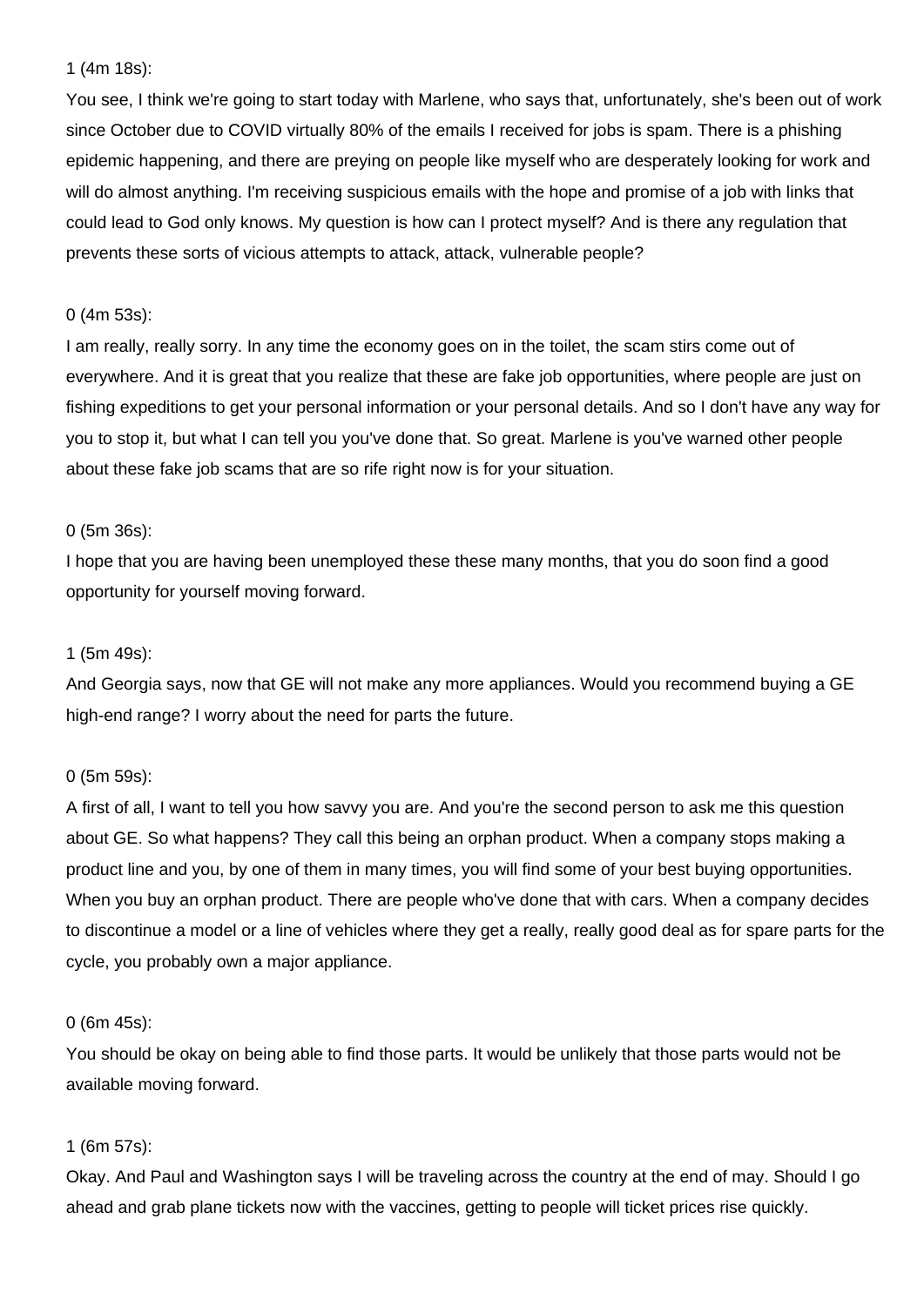1 (4m 18s):

You see, I think we're going to start today with Marlene, who says that, unfortunately, she's been out of work since October due to COVID virtually 80% of the emails I received for jobs is spam. There is a phishing epidemic happening, and there are preying on people like myself who are desperately looking for work and will do almost anything. I'm receiving suspicious emails with the hope and promise of a job with links that could lead to God only knows. My question is how can I protect myself? And is there any regulation that prevents these sorts of vicious attempts to attack, attack, vulnerable people?

0 (4m 53s):

I am really, really sorry. In any time the economy goes on in the toilet, the scam stirs come out of everywhere. And it is great that you realize that these are fake job opportunities, where people are just on fishing expeditions to get your personal information or your personal details. And so I don't have any way for you to stop it, but what I can tell you you've done that. So great. Marlene is you've warned other people about these fake job scams that are so rife right now is for your situation.

0 (5m 36s):

I hope that you are having been unemployed these these many months, that you do soon find a good opportunity for yourself moving forward.

1 (5m 49s):

And Georgia says, now that GE will not make any more appliances. Would you recommend buying a GE high-end range? I worry about the need for parts the future.

0 (5m 59s):

A first of all, I want to tell you how savvy you are. And you're the second person to ask me this question about GE. So what happens? They call this being an orphan product. When a company stops making a product line and you, by one of them in many times, you will find some of your best buying opportunities. When you buy an orphan product. There are people who've done that with cars. When a company decides to discontinue a model or a line of vehicles where they get a really, really good deal as for spare parts for the cycle, you probably own a major appliance.

0 (6m 45s):

You should be okay on being able to find those parts. It would be unlikely that those parts would not be available moving forward.

1 (6m 57s):

Okay. And Paul and Washington says I will be traveling across the country at the end of may. Should I go ahead and grab plane tickets now with the vaccines, getting to people will ticket prices rise quickly.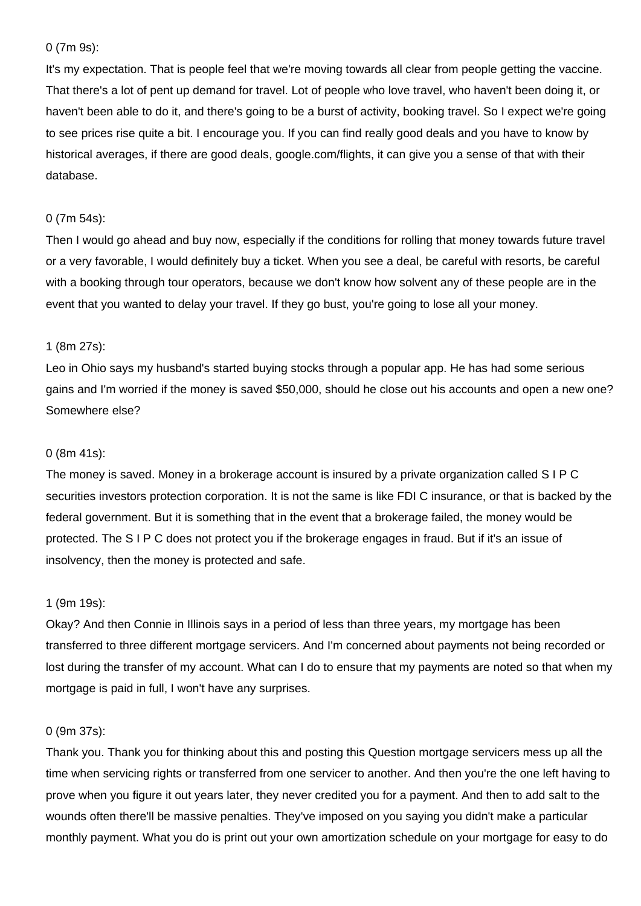0 (7m 9s):

It's my expectation. That is people feel that we're moving towards all clear from people getting the vaccine. That there's a lot of pent up demand for travel. Lot of people who love travel, who haven't been doing it, or haven't been able to do it, and there's going to be a burst of activity, booking travel. So I expect we're going to see prices rise quite a bit. I encourage you. If you can find really good deals and you have to know by historical averages, if there are good deals, google.com/flights, it can give you a sense of that with their database.

0 (7m 54s):

Then I would go ahead and buy now, especially if the conditions for rolling that money towards future travel or a very favorable, I would definitely buy a ticket. When you see a deal, be careful with resorts, be careful with a booking through tour operators, because we don't know how solvent any of these people are in the event that you wanted to delay your travel. If they go bust, you're going to lose all your money.

1 (8m 27s):

Leo in Ohio says my husband's started buying stocks through a popular app. He has had some serious gains and I'm worried if the money is saved $50,000, should he close out his accounts and open a new one? Somewhere else?

0 (8m 41s):

The money is saved. Money in a brokerage account is insured by a private organization called S I P C securities investors protection corporation. It is not the same is like FDI C insurance, or that is backed by the federal government. But it is something that in the event that a brokerage failed, the money would be protected. The S I P C does not protect you if the brokerage engages in fraud. But if it's an issue of insolvency, then the money is protected and safe.

1 (9m 19s):

Okay? And then Connie in Illinois says in a period of less than three years, my mortgage has been transferred to three different mortgage servicers. And I'm concerned about payments not being recorded or lost during the transfer of my account. What can I do to ensure that my payments are noted so that when my mortgage is paid in full, I won't have any surprises.

0 (9m 37s):

Thank you. Thank you for thinking about this and posting this Question mortgage servicers mess up all the time when servicing rights or transferred from one servicer to another. And then you're the one left having to prove when you figure it out years later, they never credited you for a payment. And then to add salt to the wounds often there'll be massive penalties. They've imposed on you saying you didn't make a particular monthly payment. What you do is print out your own amortization schedule on your mortgage for easy to do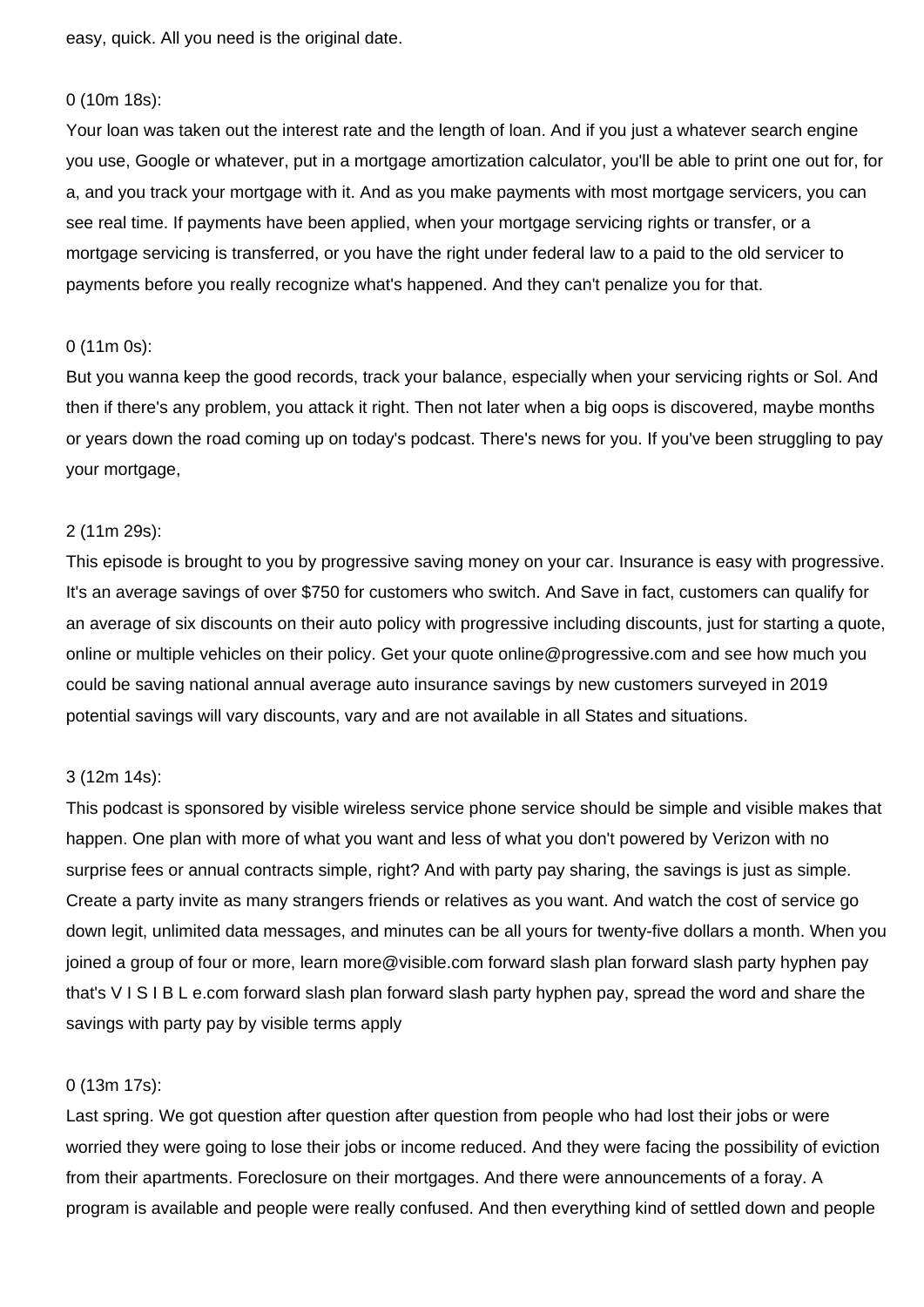easy, quick. All you need is the original date.

0 (10m 18s):

Your loan was taken out the interest rate and the length of loan. And if you just a whatever search engine you use, Google or whatever, put in a mortgage amortization calculator, you'll be able to print one out for, for a, and you track your mortgage with it. And as you make payments with most mortgage servicers, you can see real time. If payments have been applied, when your mortgage servicing rights or transfer, or a mortgage servicing is transferred, or you have the right under federal law to a paid to the old servicer to payments before you really recognize what's happened. And they can't penalize you for that.

0 (11m 0s):

But you wanna keep the good records, track your balance, especially when your servicing rights or Sol. And then if there's any problem, you attack it right. Then not later when a big oops is discovered, maybe months or years down the road coming up on today's podcast. There's news for you. If you've been struggling to pay your mortgage,

2 (11m 29s):

This episode is brought to you by progressive saving money on your car. Insurance is easy with progressive. It's an average savings of over $750 for customers who switch. And Save in fact, customers can qualify for an average of six discounts on their auto policy with progressive including discounts, just for starting a quote, online or multiple vehicles on their policy. Get your quote online@progressive.com and see how much you could be saving national annual average auto insurance savings by new customers surveyed in 2019 potential savings will vary discounts, vary and are not available in all States and situations.

3 (12m 14s):

This podcast is sponsored by visible wireless service phone service should be simple and visible makes that happen. One plan with more of what you want and less of what you don't powered by Verizon with no surprise fees or annual contracts simple, right? And with party pay sharing, the savings is just as simple. Create a party invite as many strangers friends or relatives as you want. And watch the cost of service go down legit, unlimited data messages, and minutes can be all yours for twenty-five dollars a month. When you joined a group of four or more, learn more@visible.com forward slash plan forward slash party hyphen pay that's V I S I B L e.com forward slash plan forward slash party hyphen pay, spread the word and share the savings with party pay by visible terms apply

0 (13m 17s):

Last spring. We got question after question after question from people who had lost their jobs or were worried they were going to lose their jobs or income reduced. And they were facing the possibility of eviction from their apartments. Foreclosure on their mortgages. And there were announcements of a foray. A program is available and people were really confused. And then everything kind of settled down and people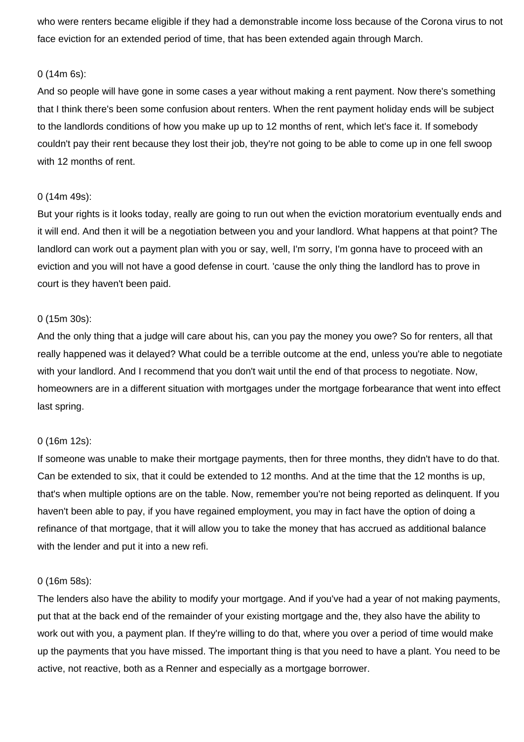who were renters became eligible if they had a demonstrable income loss because of the Corona virus to not face eviction for an extended period of time, that has been extended again through March.

0 (14m 6s):
And so people will have gone in some cases a year without making a rent payment. Now there's something that I think there's been some confusion about renters. When the rent payment holiday ends will be subject to the landlords conditions of how you make up up to 12 months of rent, which let's face it. If somebody couldn't pay their rent because they lost their job, they're not going to be able to come up in one fell swoop with 12 months of rent.

0 (14m 49s):
But your rights is it looks today, really are going to run out when the eviction moratorium eventually ends and it will end. And then it will be a negotiation between you and your landlord. What happens at that point? The landlord can work out a payment plan with you or say, well, I'm sorry, I'm gonna have to proceed with an eviction and you will not have a good defense in court. 'cause the only thing the landlord has to prove in court is they haven't been paid.

0 (15m 30s):
And the only thing that a judge will care about his, can you pay the money you owe? So for renters, all that really happened was it delayed? What could be a terrible outcome at the end, unless you're able to negotiate with your landlord. And I recommend that you don't wait until the end of that process to negotiate. Now, homeowners are in a different situation with mortgages under the mortgage forbearance that went into effect last spring.

0 (16m 12s):
If someone was unable to make their mortgage payments, then for three months, they didn't have to do that. Can be extended to six, that it could be extended to 12 months. And at the time that the 12 months is up, that's when multiple options are on the table. Now, remember you're not being reported as delinquent. If you haven't been able to pay, if you have regained employment, you may in fact have the option of doing a refinance of that mortgage, that it will allow you to take the money that has accrued as additional balance with the lender and put it into a new refi.

0 (16m 58s):
The lenders also have the ability to modify your mortgage. And if you've had a year of not making payments, put that at the back end of the remainder of your existing mortgage and the, they also have the ability to work out with you, a payment plan. If they're willing to do that, where you over a period of time would make up the payments that you have missed. The important thing is that you need to have a plant. You need to be active, not reactive, both as a Renner and especially as a mortgage borrower.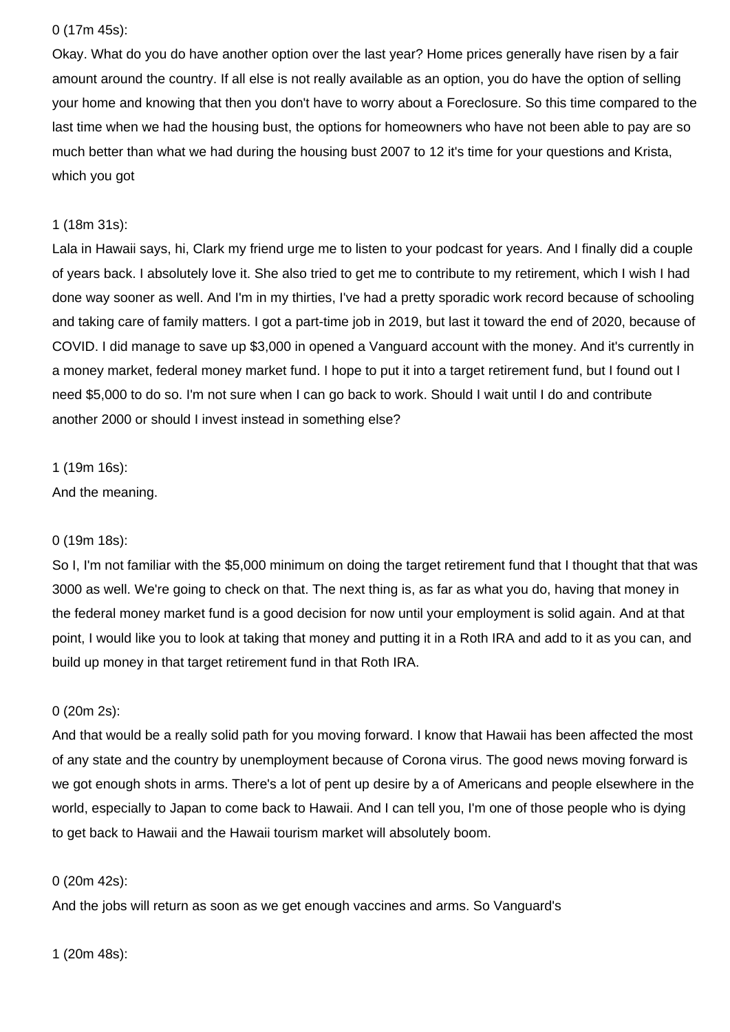0 (17m 45s):

Okay. What do you do have another option over the last year? Home prices generally have risen by a fair amount around the country. If all else is not really available as an option, you do have the option of selling your home and knowing that then you don't have to worry about a Foreclosure. So this time compared to the last time when we had the housing bust, the options for homeowners who have not been able to pay are so much better than what we had during the housing bust 2007 to 12 it's time for your questions and Krista, which you got

1 (18m 31s):

Lala in Hawaii says, hi, Clark my friend urge me to listen to your podcast for years. And I finally did a couple of years back. I absolutely love it. She also tried to get me to contribute to my retirement, which I wish I had done way sooner as well. And I'm in my thirties, I've had a pretty sporadic work record because of schooling and taking care of family matters. I got a part-time job in 2019, but last it toward the end of 2020, because of COVID. I did manage to save up $3,000 in opened a Vanguard account with the money. And it's currently in a money market, federal money market fund. I hope to put it into a target retirement fund, but I found out I need $5,000 to do so. I'm not sure when I can go back to work. Should I wait until I do and contribute another 2000 or should I invest instead in something else?

1 (19m 16s):

And the meaning.

0 (19m 18s):

So I, I'm not familiar with the $5,000 minimum on doing the target retirement fund that I thought that that was 3000 as well. We're going to check on that. The next thing is, as far as what you do, having that money in the federal money market fund is a good decision for now until your employment is solid again. And at that point, I would like you to look at taking that money and putting it in a Roth IRA and add to it as you can, and build up money in that target retirement fund in that Roth IRA.

0 (20m 2s):

And that would be a really solid path for you moving forward. I know that Hawaii has been affected the most of any state and the country by unemployment because of Corona virus. The good news moving forward is we got enough shots in arms. There's a lot of pent up desire by a of Americans and people elsewhere in the world, especially to Japan to come back to Hawaii. And I can tell you, I'm one of those people who is dying to get back to Hawaii and the Hawaii tourism market will absolutely boom.

0 (20m 42s):

And the jobs will return as soon as we get enough vaccines and arms. So Vanguard's

1 (20m 48s):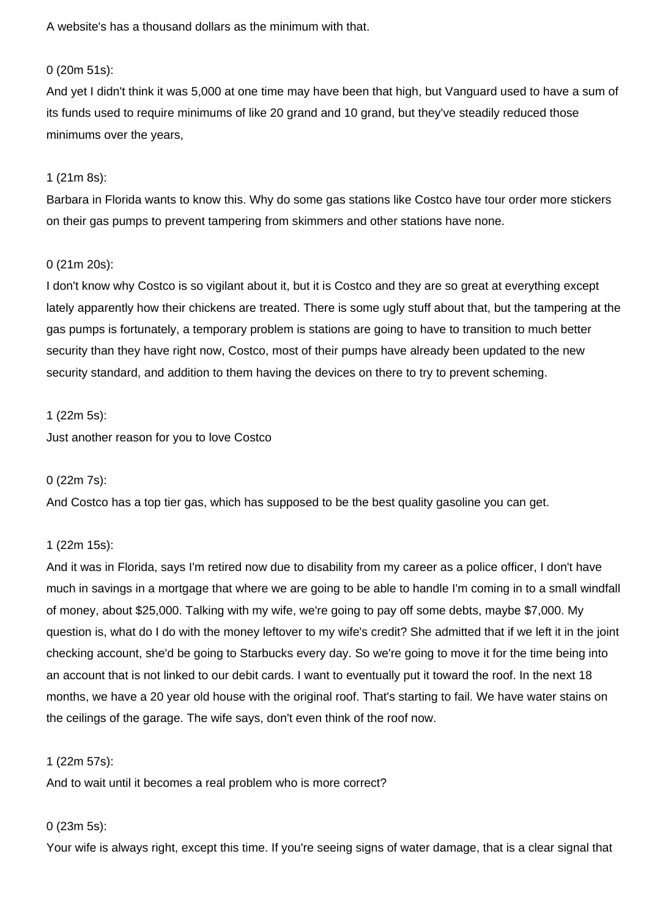A website's has a thousand dollars as the minimum with that.

0 (20m 51s):
And yet I didn't think it was 5,000 at one time may have been that high, but Vanguard used to have a sum of its funds used to require minimums of like 20 grand and 10 grand, but they've steadily reduced those minimums over the years,

1 (21m 8s):
Barbara in Florida wants to know this. Why do some gas stations like Costco have tour order more stickers on their gas pumps to prevent tampering from skimmers and other stations have none.

0 (21m 20s):
I don't know why Costco is so vigilant about it, but it is Costco and they are so great at everything except lately apparently how their chickens are treated. There is some ugly stuff about that, but the tampering at the gas pumps is fortunately, a temporary problem is stations are going to have to transition to much better security than they have right now, Costco, most of their pumps have already been updated to the new security standard, and addition to them having the devices on there to try to prevent scheming.

1 (22m 5s):
Just another reason for you to love Costco

0 (22m 7s):
And Costco has a top tier gas, which has supposed to be the best quality gasoline you can get.

1 (22m 15s):
And it was in Florida, says I'm retired now due to disability from my career as a police officer, I don't have much in savings in a mortgage that where we are going to be able to handle I'm coming in to a small windfall of money, about $25,000. Talking with my wife, we're going to pay off some debts, maybe $7,000. My question is, what do I do with the money leftover to my wife's credit? She admitted that if we left it in the joint checking account, she'd be going to Starbucks every day. So we're going to move it for the time being into an account that is not linked to our debit cards. I want to eventually put it toward the roof. In the next 18 months, we have a 20 year old house with the original roof. That's starting to fail. We have water stains on the ceilings of the garage. The wife says, don't even think of the roof now.

1 (22m 57s):
And to wait until it becomes a real problem who is more correct?

0 (23m 5s):
Your wife is always right, except this time. If you're seeing signs of water damage, that is a clear signal that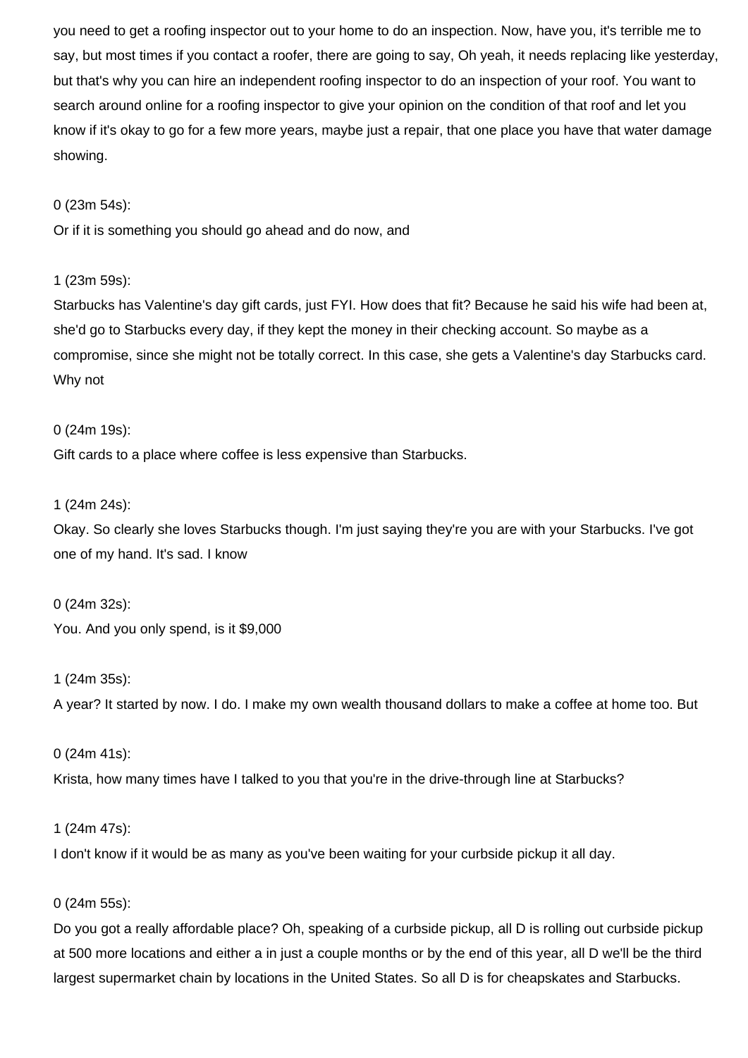you need to get a roofing inspector out to your home to do an inspection. Now, have you, it's terrible me to say, but most times if you contact a roofer, there are going to say, Oh yeah, it needs replacing like yesterday, but that's why you can hire an independent roofing inspector to do an inspection of your roof. You want to search around online for a roofing inspector to give your opinion on the condition of that roof and let you know if it's okay to go for a few more years, maybe just a repair, that one place you have that water damage showing.

0 (23m 54s):
Or if it is something you should go ahead and do now, and

1 (23m 59s):
Starbucks has Valentine's day gift cards, just FYI. How does that fit? Because he said his wife had been at, she'd go to Starbucks every day, if they kept the money in their checking account. So maybe as a compromise, since she might not be totally correct. In this case, she gets a Valentine's day Starbucks card. Why not

0 (24m 19s):
Gift cards to a place where coffee is less expensive than Starbucks.

1 (24m 24s):
Okay. So clearly she loves Starbucks though. I'm just saying they're you are with your Starbucks. I've got one of my hand. It's sad. I know

0 (24m 32s):
You. And you only spend, is it $9,000

1 (24m 35s):
A year? It started by now. I do. I make my own wealth thousand dollars to make a coffee at home too. But

0 (24m 41s):
Krista, how many times have I talked to you that you're in the drive-through line at Starbucks?

1 (24m 47s):
I don't know if it would be as many as you've been waiting for your curbside pickup it all day.

0 (24m 55s):
Do you got a really affordable place? Oh, speaking of a curbside pickup, all D is rolling out curbside pickup at 500 more locations and either a in just a couple months or by the end of this year, all D we'll be the third largest supermarket chain by locations in the United States. So all D is for cheapskates and Starbucks.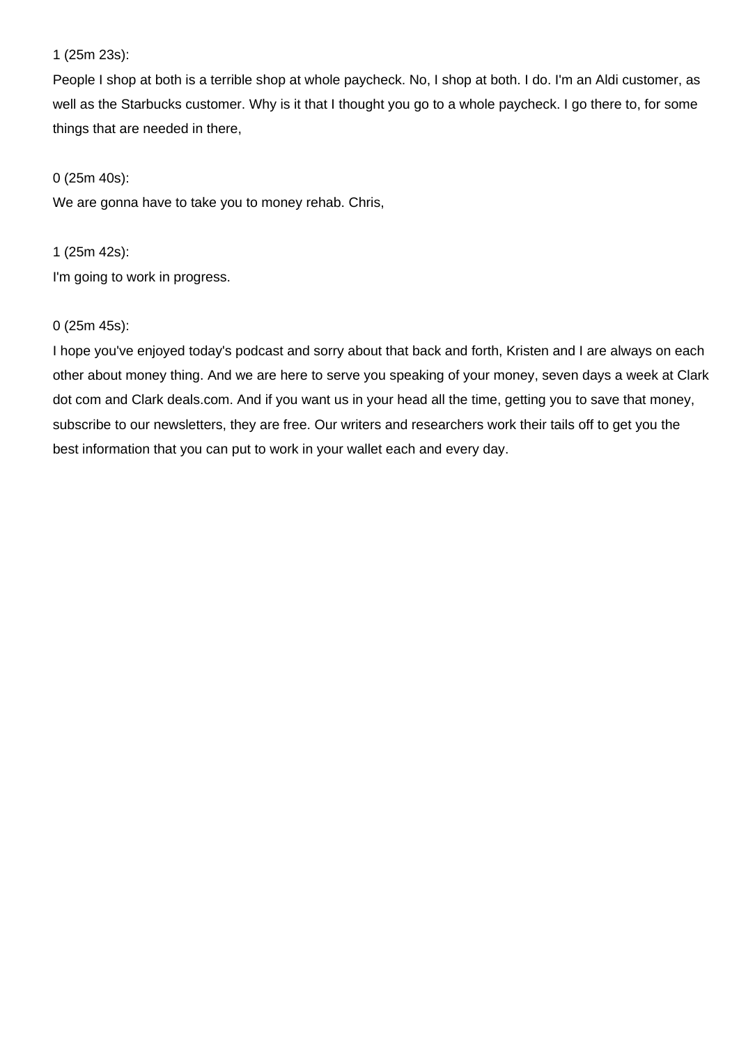1 (25m 23s):

People I shop at both is a terrible shop at whole paycheck. No, I shop at both. I do. I'm an Aldi customer, as well as the Starbucks customer. Why is it that I thought you go to a whole paycheck. I go there to, for some things that are needed in there,

0 (25m 40s):

We are gonna have to take you to money rehab. Chris,

1 (25m 42s):

I'm going to work in progress.

0 (25m 45s):

I hope you've enjoyed today's podcast and sorry about that back and forth, Kristen and I are always on each other about money thing. And we are here to serve you speaking of your money, seven days a week at Clark dot com and Clark deals.com. And if you want us in your head all the time, getting you to save that money, subscribe to our newsletters, they are free. Our writers and researchers work their tails off to get you the best information that you can put to work in your wallet each and every day.